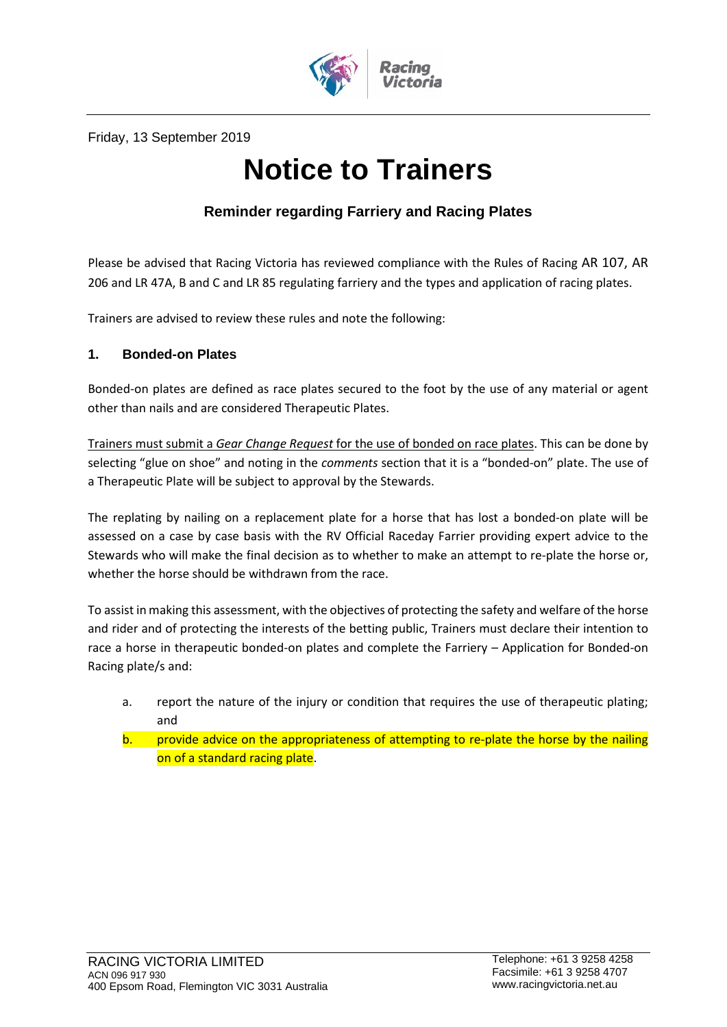Friday, 13 September 2019

# Notice to Trainers

### Reminder regarding Farriery and Racing Plates

Please be advised that Racing Victoria has reviewed compliance with the Rules of Racing AR 107, AR 206 and LR 47A, B and C and LR 85 regulating farriery and the types and application of racing plates.

Trainers are advised to review these rules and note the following:

## 1. Bonded-on Plates

Bonded-on plates are defined as race plates secured to the foot by the use of any material or agent other than nails and are considered Therapeutic Plates.

Trainers must submit a *Gear Change Request* for the use of bonded on race plates. This can be done by selecting "glue on shoe" and noting in the *comments* section that it is a "bonded-on" plate. The use of a Therapeutic Plate will be subject to approval by the Stewards.

The replating by nailing on a replacement plate for a horse that has lost a bonded-on plate will be assessed on a case by case basis with the RV Official Raceday Farrier providing expert advice to the Stewards who will make the final decision as to whether to make an attempt to re-plate the horse or, whether the horse should be withdrawn from the race.

To assist in making this assessment, with the objectives of protecting the safety and welfare of the horse and rider and of protecting the interests of the betting public, Trainers must declare their intention to race a horse in therapeutic bonded-on plates and complete the Farriery – Application for Bonded-on Racing plate/s and:

a. report the nature of the injury or condition that requires the use of therapeutic plating; and

b. provide advice on the appropriateness of attempting to re-plate the horse by the nailing on of a standard racing plate.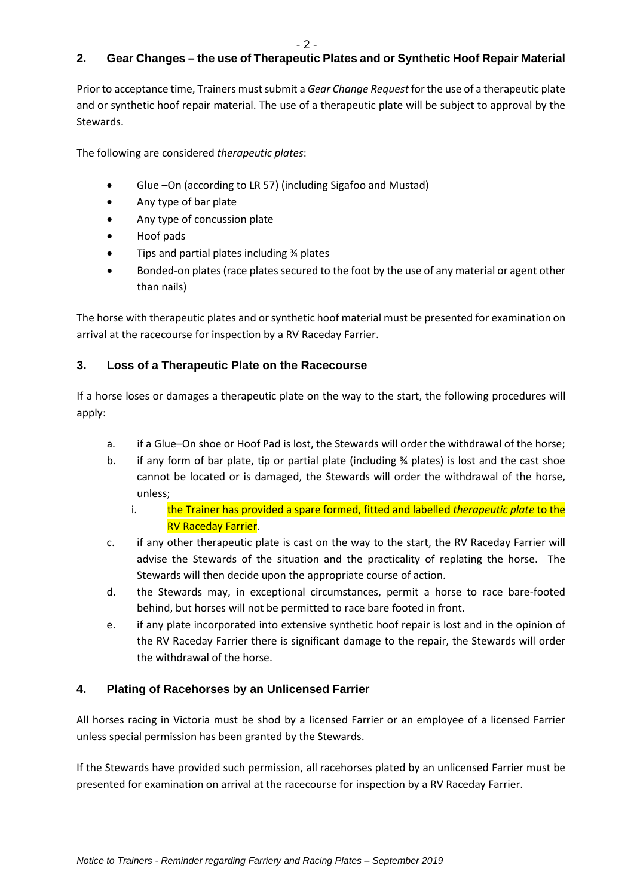## 2. Gear Changes – the use of Therapeutic Plates and or Synthetic Hoof Repair Material

Prior to acceptance time, Trainers must submit a *Gear Change Request* for the use of a therapeutic plate and or synthetic hoof repair material. The use of a therapeutic plate will be subject to approval by the Stewards.

The following are considered *therapeutic plates*:

- Glue –On (according to LR 57) (including Sigafoo and Mustad)
- Any type of bar plate
- Any type of concussion plate
- Hoof pads
- Tips and partial plates including ¾ plates
- Bonded-on plates (race plates secured to the foot by the use of any material or agent other than nails)

The horse with therapeutic plates and or synthetic hoof material must be presented for examination on arrival at the racecourse for inspection by a RV Raceday Farrier.

## 3. Loss of a Therapeutic Plate on the Racecourse

If a horse loses or damages a therapeutic plate on the way to the start, the following procedures will apply:

a. if a Glue–On shoe or Hoof Pad is lost, the Stewards will order the withdrawal of the horse;

b. if any form of bar plate, tip or partial plate (including ¾ plates) is lost and the cast shoe cannot be located or is damaged, the Stewards will order the withdrawal of the horse, unless;

   i. the Trainer has provided a spare formed, fitted and labelled *therapeutic plate* to the RV Raceday Farrier.

c. if any other therapeutic plate is cast on the way to the start, the RV Raceday Farrier will advise the Stewards of the situation and the practicality of replating the horse. The Stewards will then decide upon the appropriate course of action.

d. the Stewards may, in exceptional circumstances, permit a horse to race bare-footed behind, but horses will not be permitted to race bare footed in front.

e. if any plate incorporated into extensive synthetic hoof repair is lost and in the opinion of the RV Raceday Farrier there is significant damage to the repair, the Stewards will order the withdrawal of the horse.

## 4. Plating of Racehorses by an Unlicensed Farrier

All horses racing in Victoria must be shod by a licensed Farrier or an employee of a licensed Farrier unless special permission has been granted by the Stewards.

If the Stewards have provided such permission, all racehorses plated by an unlicensed Farrier must be presented for examination on arrival at the racecourse for inspection by a RV Raceday Farrier.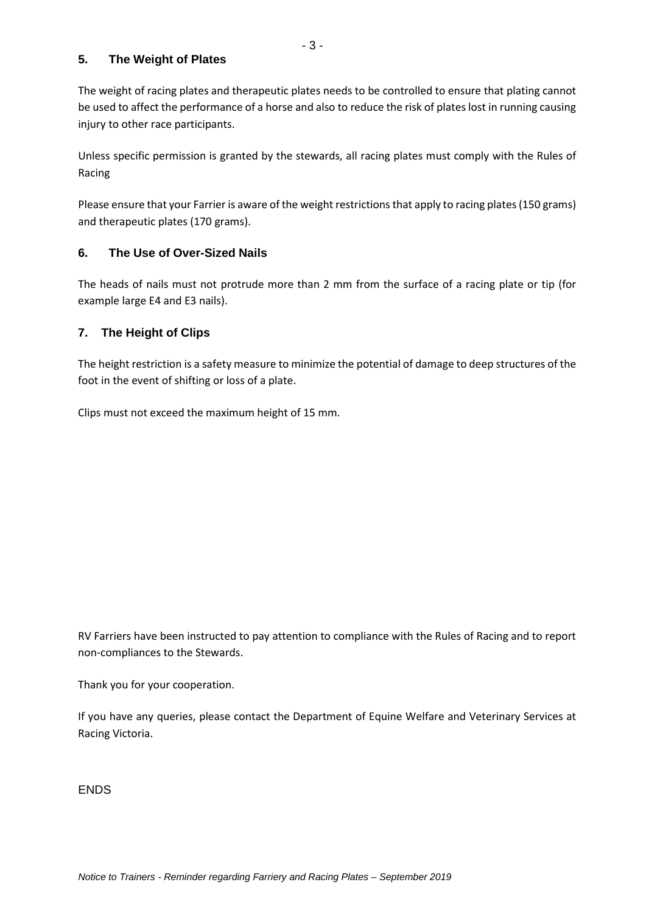## 5. The Weight of Plates

The weight of racing plates and therapeutic plates needs to be controlled to ensure that plating cannot be used to affect the performance of a horse and also to reduce the risk of plates lost in running causing injury to other race participants.

Unless specific permission is granted by the stewards, all racing plates must comply with the Rules of Racing

Please ensure that your Farrier is aware of the weight restrictions that apply to racing plates (150 grams) and therapeutic plates (170 grams).

## 6. The Use of Over-Sized Nails

The heads of nails must not protrude more than 2 mm from the surface of a racing plate or tip (for example large E4 and E3 nails).

## 7. The Height of Clips

The height restriction is a safety measure to minimize the potential of damage to deep structures of the foot in the event of shifting or loss of a plate.

Clips must not exceed the maximum height of 15 mm.

RV Farriers have been instructed to pay attention to compliance with the Rules of Racing and to report non-compliances to the Stewards.

Thank you for your cooperation.

If you have any queries, please contact the Department of Equine Welfare and Veterinary Services at Racing Victoria.

ENDS